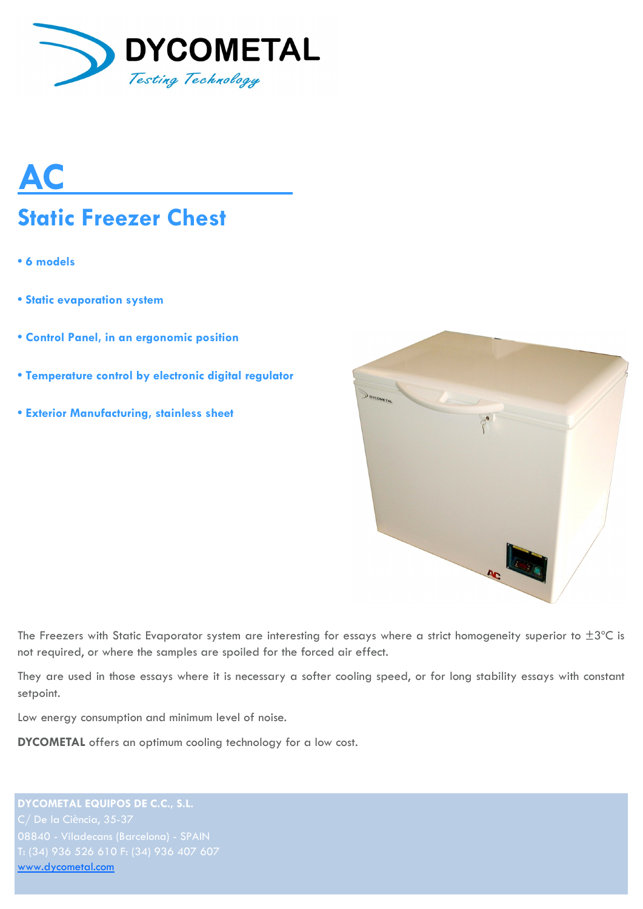DYCOMETAL

*Testing Technology*

# AC

## Static Freezer Chest

- **6 models**
- **Static evaporation system**
- **Control Panel, in an ergonomic position**
- **Temperature control by electronic digital regulator**
- **Exterior Manufacturing, stainless sheet**

The Freezers with Static Evaporator system are interesting for essays where a strict homogeneity superior to ±3°C is not required, or where the samples are spoiled for the forced air effect.

They are used in those essays where it is necessary a softer cooling speed, or for long stability essays with constant setpoint.

Low energy consumption and minimum level of noise.

**DYCOMETAL** offers an optimum cooling technology for a low cost.

**DYCOMETAL EQUIPOS DE C.C., S.L.**
C/ De la Ciència, 35-37
08840 - Viladecans (Barcelona) - SPAIN
T: (34) 936 526 610 F: (34) 936 407 607
www.dycometal.com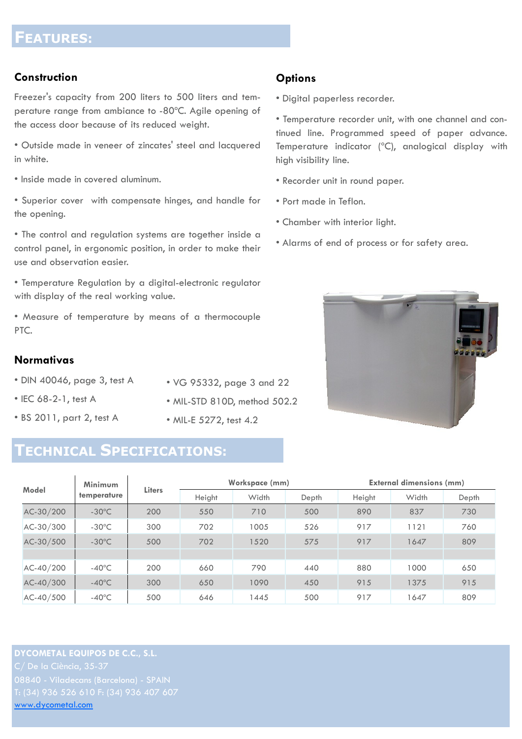# FEATURES:

### Construction

Freezer's capacity from 200 liters to 500 liters and temperature range from ambiance to -80ºC. Agile opening of the access door because of its reduced weight.

- Outside made in veneer of zincates' steel and lacquered in white.
- Inside made in covered aluminum.
- Superior cover with compensate hinges, and handle for the opening.
- The control and regulation systems are together inside a control panel, in ergonomic position, in order to make their use and observation easier.
- Temperature Regulation by a digital-electronic regulator with display of the real working value.
- Measure of temperature by means of a thermocouple PTC.

### Normativas

- DIN 40046, page 3, test A
- IEC 68-2-1, test A
- BS 2011, part 2, test A
- VG 95332, page 3 and 22
- MIL-STD 810D, method 502.2
- MIL-E 5272, test 4.2

### Options

- Digital paperless recorder.
- Temperature recorder unit, with one channel and continued line. Programmed speed of paper advance. Temperature indicator (ºC), analogical display with high visibility line.
- Recorder unit in round paper.
- Port made in Teflon.
- Chamber with interior light.
- Alarms of end of process or for safety area.

# TECHNICAL SPECIFICATIONS:

| Model | Minimum temperature | Liters | Workspace (mm) | | | External dimensions (mm) | | |
|---|---|---|---|---|---|---|---|---|
| | | | Height | Width | Depth | Height | Width | Depth |
| AC-30/200 | -30ºC | 200 | 550 | 710 | 500 | 890 | 837 | 730 |
| AC-30/300 | -30ºC | 300 | 702 | 1005 | 526 | 917 | 1121 | 760 |
| AC-30/500 | -30ºC | 500 | 702 | 1520 | 575 | 917 | 1647 | 809 |
| | | | | | | | | |
| AC-40/200 | -40ºC | 200 | 660 | 790 | 440 | 880 | 1000 | 650 |
| AC-40/300 | -40ºC | 300 | 650 | 1090 | 450 | 915 | 1375 | 915 |
| AC-40/500 | -40ºC | 500 | 646 | 1445 | 500 | 917 | 1647 | 809 |

**DYCOMETAL EQUIPOS DE C.C., S.L.**
C/ De la Ciència, 35-37
08840 - Viladecans (Barcelona) - SPAIN
T: (34) 936 526 610 F: (34) 936 407 607
www.dycometal.com